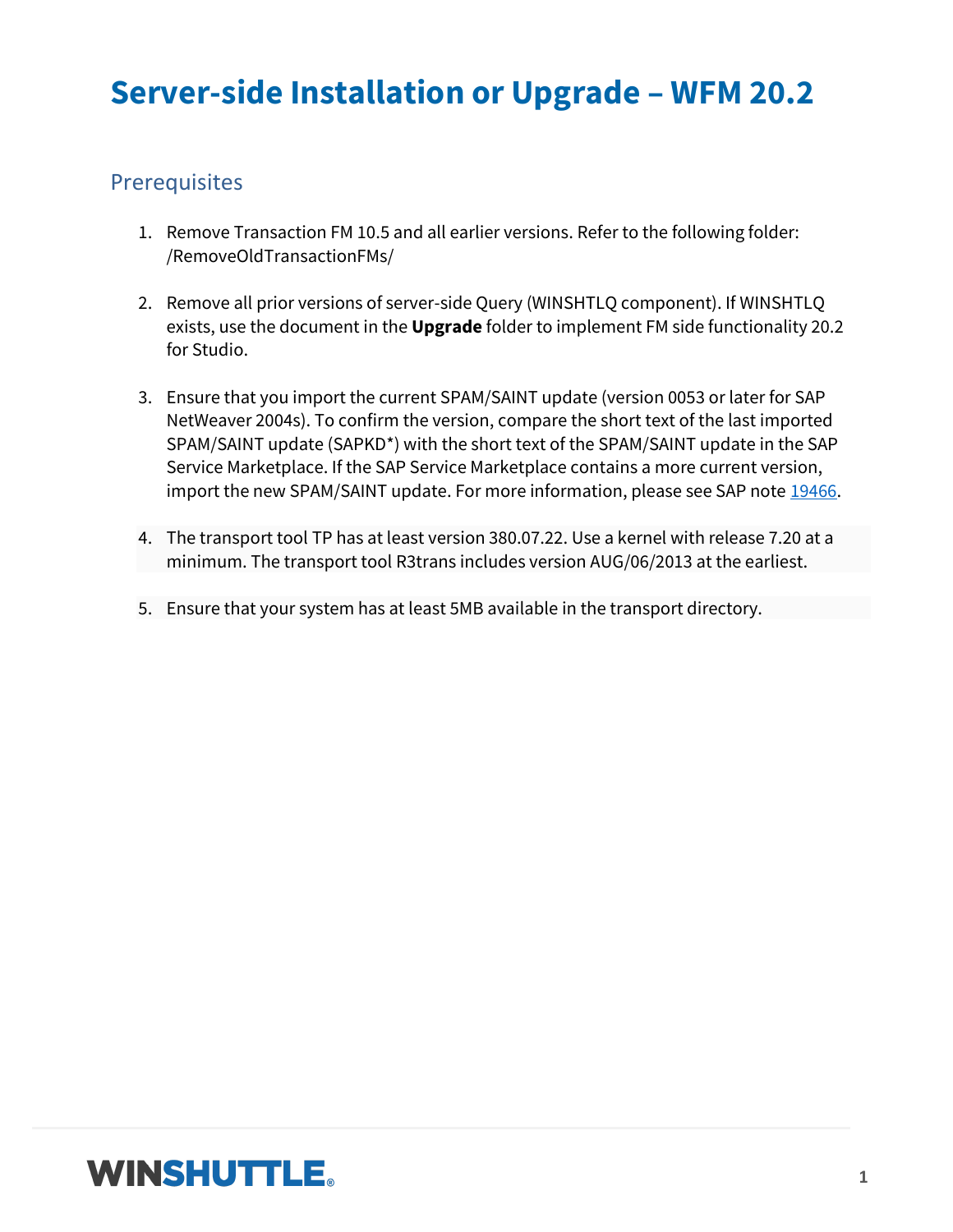# Server-side Installation or Upgrade – WFM 20.2

## Prerequisites

1. Remove Transaction FM 10.5 and all earlier versions. Refer to the following folder: /RemoveOldTransactionFMs/

2. Remove all prior versions of server-side Query (WINSHTLQ component). If WINSHTLQ exists, use the document in the **Upgrade** folder to implement FM side functionality 20.2 for Studio.

3. Ensure that you import the current SPAM/SAINT update (version 0053 or later for SAP NetWeaver 2004s). To confirm the version, compare the short text of the last imported SPAM/SAINT update (SAPKD*) with the short text of the SPAM/SAINT update in the SAP Service Marketplace. If the SAP Service Marketplace contains a more current version, import the new SPAM/SAINT update. For more information, please see SAP note 19466.

4. The transport tool TP has at least version 380.07.22. Use a kernel with release 7.20 at a minimum. The transport tool R3trans includes version AUG/06/2013 at the earliest.

5. Ensure that your system has at least 5MB available in the transport directory.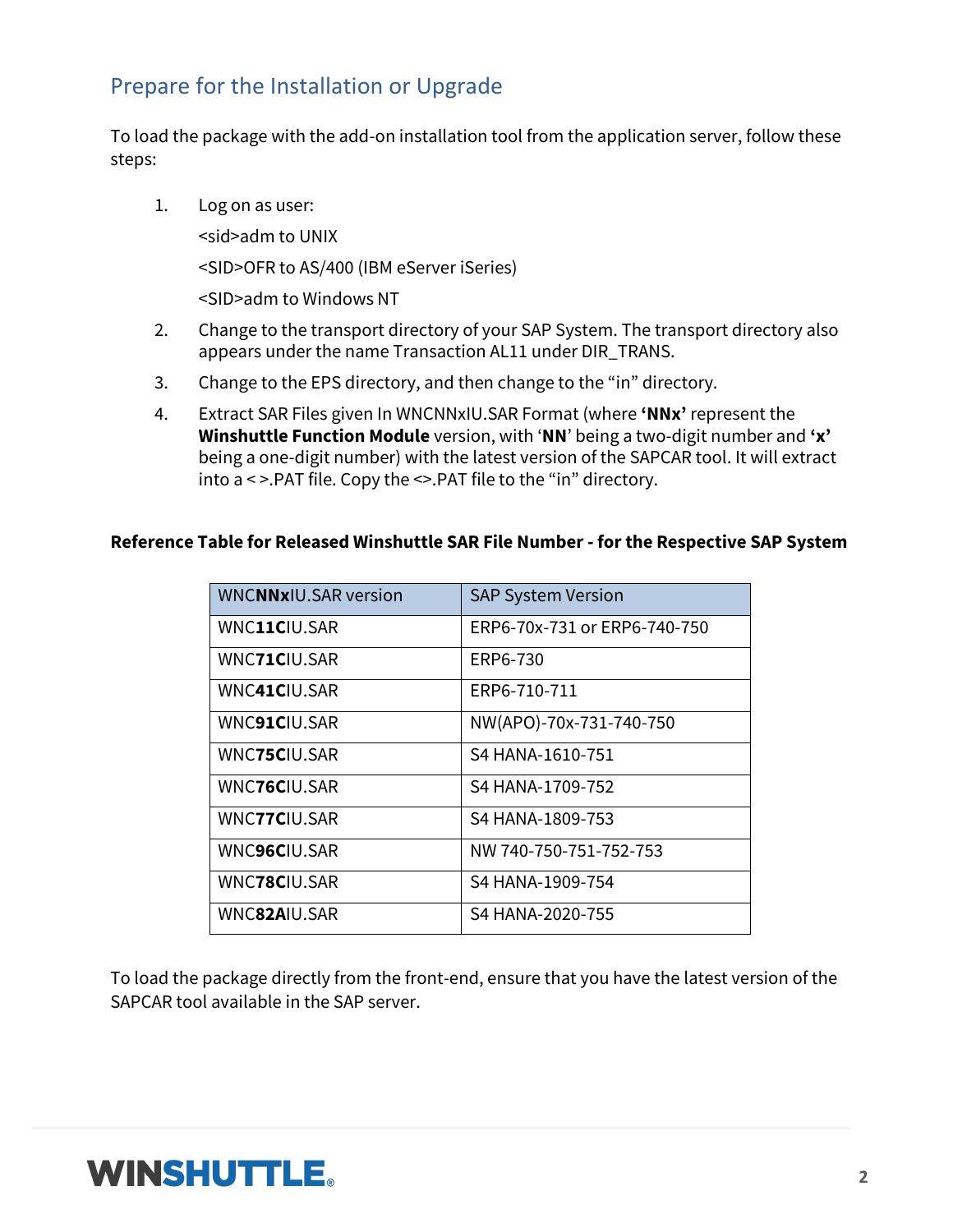## Prepare for the Installation or Upgrade

To load the package with the add-on installation tool from the application server, follow these steps:

1. Log on as user:

   <sid>adm to UNIX

   <SID>OFR to AS/400 (IBM eServer iSeries)

   <SID>adm to Windows NT

2. Change to the transport directory of your SAP System. The transport directory also appears under the name Transaction AL11 under DIR_TRANS.
3. Change to the EPS directory, and then change to the "in" directory.
4. Extract SAR Files given In WNCNNxIU.SAR Format (where **'NNx'** represent the **Winshuttle Function Module** version, with '**NN**' being a two-digit number and **'x'** being a one-digit number) with the latest version of the SAPCAR tool. It will extract into a < >.PAT file. Copy the <>.PAT file to the "in" directory.

**Reference Table for Released Winshuttle SAR File Number - for the Respective SAP System**

| WNC**NNx**IU.SAR version | SAP System Version |
|---|---|
| WNC**11C**IU.SAR | ERP6-70x-731 or ERP6-740-750 |
| WNC**71C**IU.SAR | ERP6-730 |
| WNC**41C**IU.SAR | ERP6-710-711 |
| WNC**91C**IU.SAR | NW(APO)-70x-731-740-750 |
| WNC**75C**IU.SAR | S4 HANA-1610-751 |
| WNC**76C**IU.SAR | S4 HANA-1709-752 |
| WNC**77C**IU.SAR | S4 HANA-1809-753 |
| WNC**96C**IU.SAR | NW 740-750-751-752-753 |
| WNC**78C**IU.SAR | S4 HANA-1909-754 |
| WNC**82A**IU.SAR | S4 HANA-2020-755 |

To load the package directly from the front-end, ensure that you have the latest version of the SAPCAR tool available in the SAP server.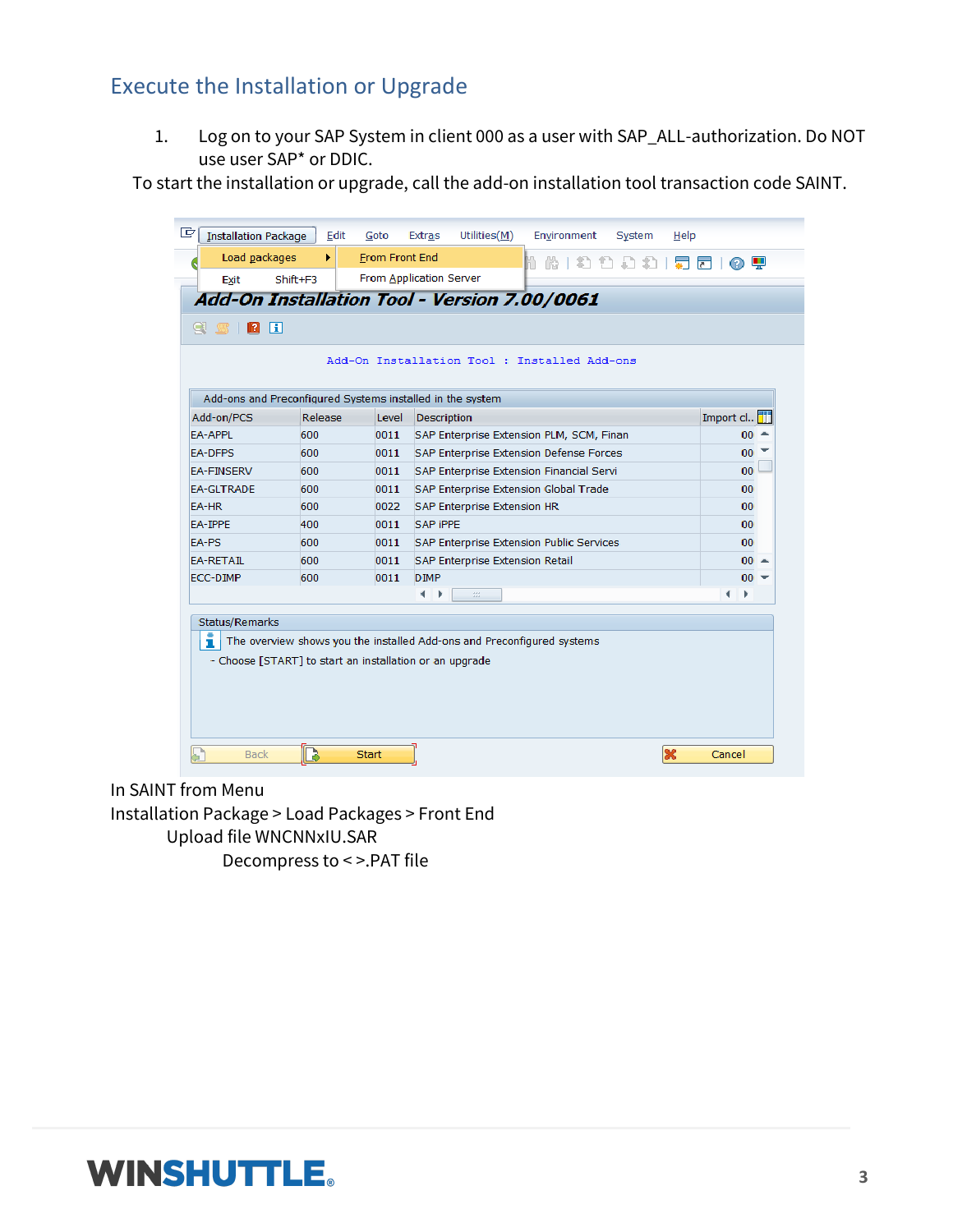## Execute the Installation or Upgrade

1. Log on to your SAP System in client 000 as a user with SAP_ALL-authorization. Do NOT use user SAP* or DDIC.

To start the installation or upgrade, call the add-on installation tool transaction code SAINT.

In SAINT from Menu

Installation Package > Load Packages > Front End

Upload file WNCNNxIU.SAR

Decompress to < >.PAT file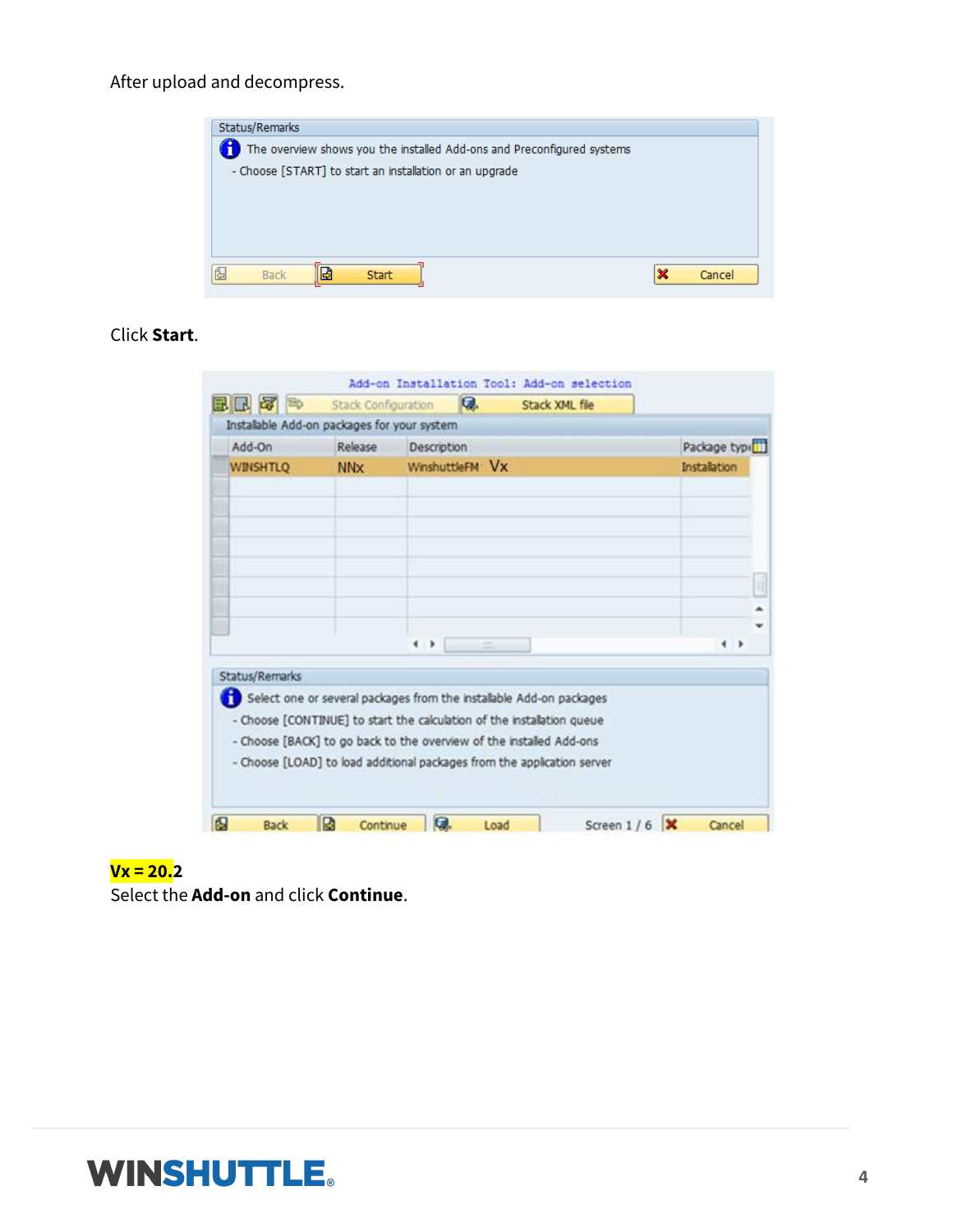After upload and decompress.

Status/Remarks

The overview shows you the installed Add-ons and Preconfigured systems

- Choose [START] to start an installation or an upgrade

Back | Start | Cancel

Click **Start**.

Add-on Installation Tool: Add-on selection

Stack Configuration | Stack XML file

Installable Add-on packages for your system

| Add-On | Release | Description | Package type |
|---|---|---|---|
| WINSHTLQ | NNx | WinshuttleFM Vx | Installation |

Status/Remarks

Select one or several packages from the installable Add-on packages

- Choose [CONTINUE] to start the calculation of the installation queue
- Choose [BACK] to go back to the overview of the installed Add-ons
- Choose [LOAD] to load additional packages from the application server

Back | Continue | Load | Screen 1 / 6 | Cancel

**Vx = 20.2**

Select the **Add-on** and click **Continue**.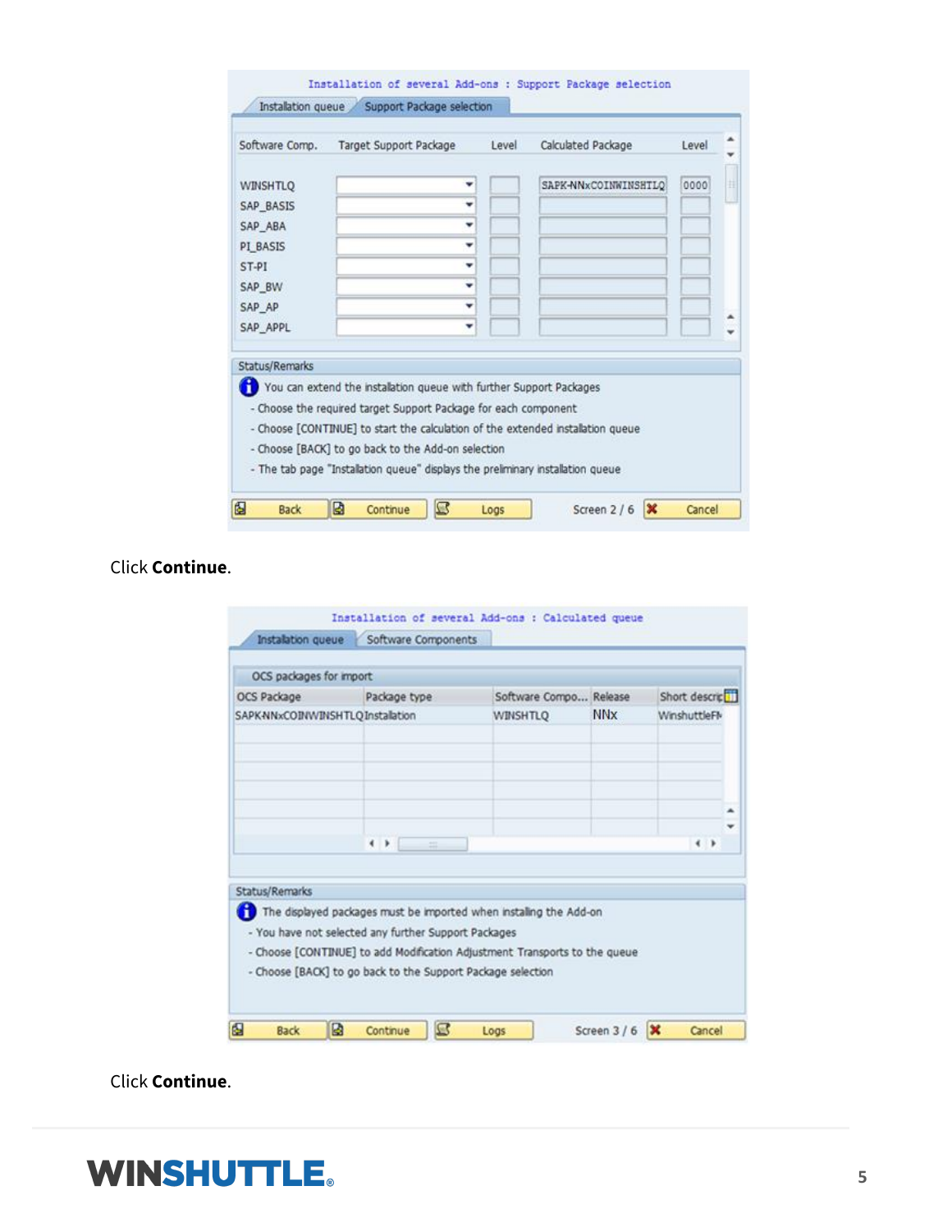Installation of several Add-ons : Support Package selection

Installation queue | Support Package selection

| Software Comp. | Target Support Package | Level | Calculated Package | Level |
| --- | --- | --- | --- | --- |
| WINSHTLQ | | | SAPK-NNxCOINWINSHTLQ | 0000 |
| SAP_BASIS | | | | |
| SAP_ABA | | | | |
| PI_BASIS | | | | |
| ST-PI | | | | |
| SAP_BW | | | | |
| SAP_AP | | | | |
| SAP_APPL | | | | |

Status/Remarks

You can extend the installation queue with further Support Packages

- Choose the required target Support Package for each component
- Choose [CONTINUE] to start the calculation of the extended installation queue
- Choose [BACK] to go back to the Add-on selection
- The tab page "Installation queue" displays the preliminary installation queue

Back | Continue | Logs | Screen 2 / 6 | Cancel

Click **Continue**.

Installation of several Add-ons : Calculated queue

Installation queue | Software Components

OCS packages for import

| OCS Package | Package type | Software Compo... | Release | Short descrip |
| --- | --- | --- | --- | --- |
| SAPK-NNxCOINWINSHTLQ | Installation | WINSHTLQ | NNx | WinshuttleFN |

Status/Remarks

The displayed packages must be imported when installing the Add-on

- You have not selected any further Support Packages
- Choose [CONTINUE] to add Modification Adjustment Transports to the queue
- Choose [BACK] to go back to the Support Package selection

Back | Continue | Logs | Screen 3 / 6 | Cancel

Click **Continue**.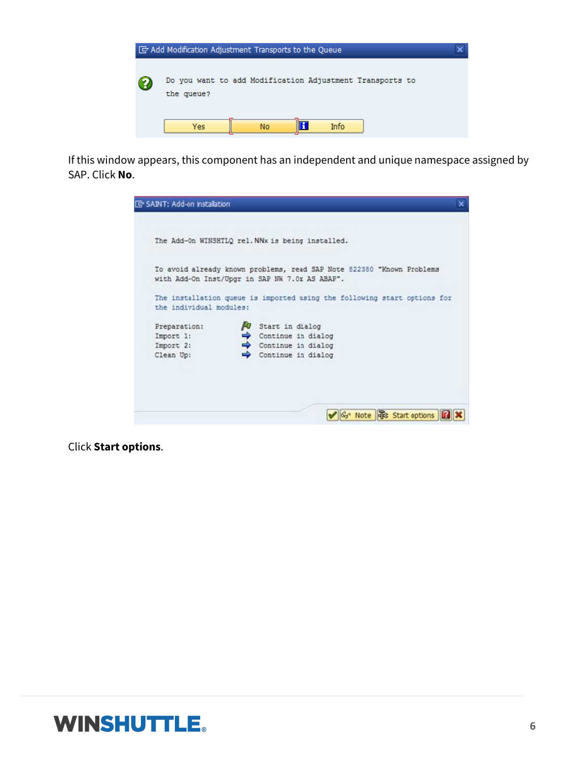If this window appears, this component has an independent and unique namespace assigned by SAP. Click **No**.

Click **Start options**.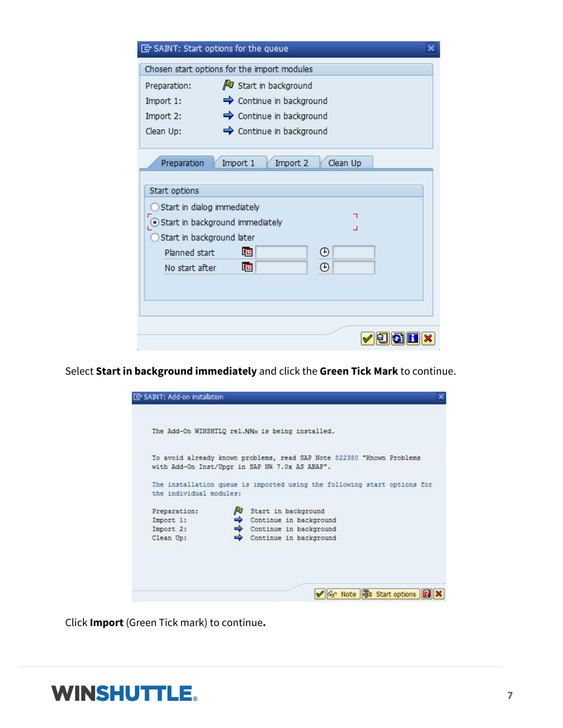SAINT: Start options for the queue

Chosen start options for the import modules

Preparation: Start in background
Import 1: Continue in background
Import 2: Continue in background
Clean Up: Continue in background

Preparation | Import 1 | Import 2 | Clean Up

Start options

- Start in dialog immediately
- Start in background immediately
- Start in background later

Planned start

No start after

Select **Start in background immediately** and click the **Green Tick Mark** to continue.

SAINT: Add-on installation

The Add-On WINSHTLQ rel.NNx is being installed.

To avoid already known problems, read SAP Note 822380 "Known Problems with Add-On Inst/Upgr in SAP NW 7.0x AS ABAP".

The installation queue is imported using the following start options for the individual modules:

Preparation: Start in background
Import 1: Continue in background
Import 2: Continue in background
Clean Up: Continue in background

Note | Start options

Click **Import** (Green Tick mark) to continue**.**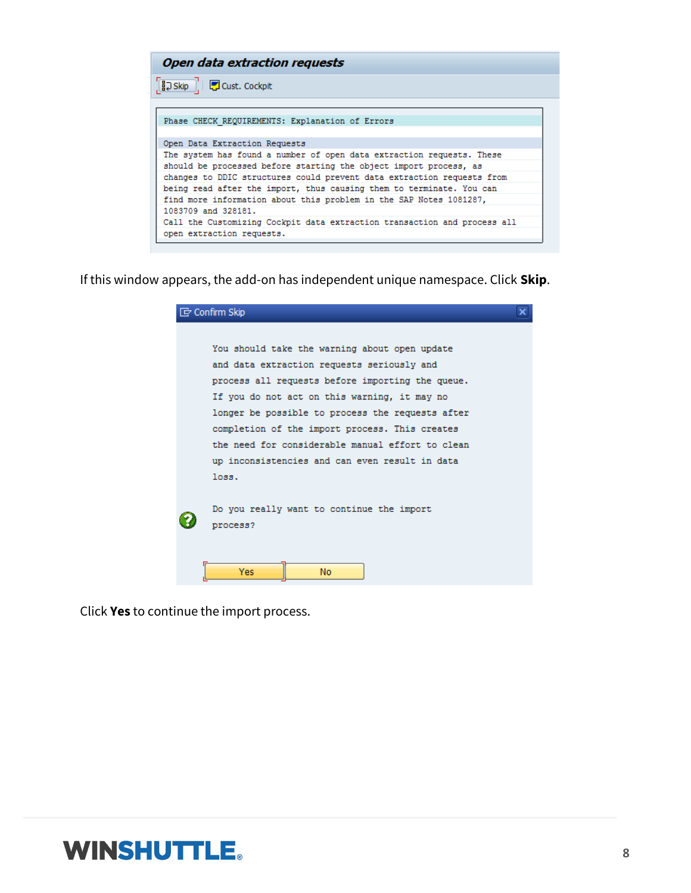**Open data extraction requests**

Skip | Cust. Cockpit

```
Phase CHECK_REQUIREMENTS: Explanation of Errors

Open Data Extraction Requests
The system has found a number of open data extraction requests. These
should be processed before starting the object import process, as
changes to DDIC structures could prevent data extraction requests from
being read after the import, thus causing them to terminate. You can
find more information about this problem in the SAP Notes 1081287,
1083709 and 328181.
Call the Customizing Cockpit data extraction transaction and process all
open extraction requests.
```

If this window appears, the add-on has independent unique namespace. Click **Skip**.

**Confirm Skip**

```
You should take the warning about open update
and data extraction requests seriously and
process all requests before importing the queue.
If you do not act on this warning, it may no
longer be possible to process the requests after
completion of the import process. This creates
the need for considerable manual effort to clean
up inconsistencies and can even result in data
loss.

Do you really want to continue the import
process?
```

Yes | No

Click **Yes** to continue the import process.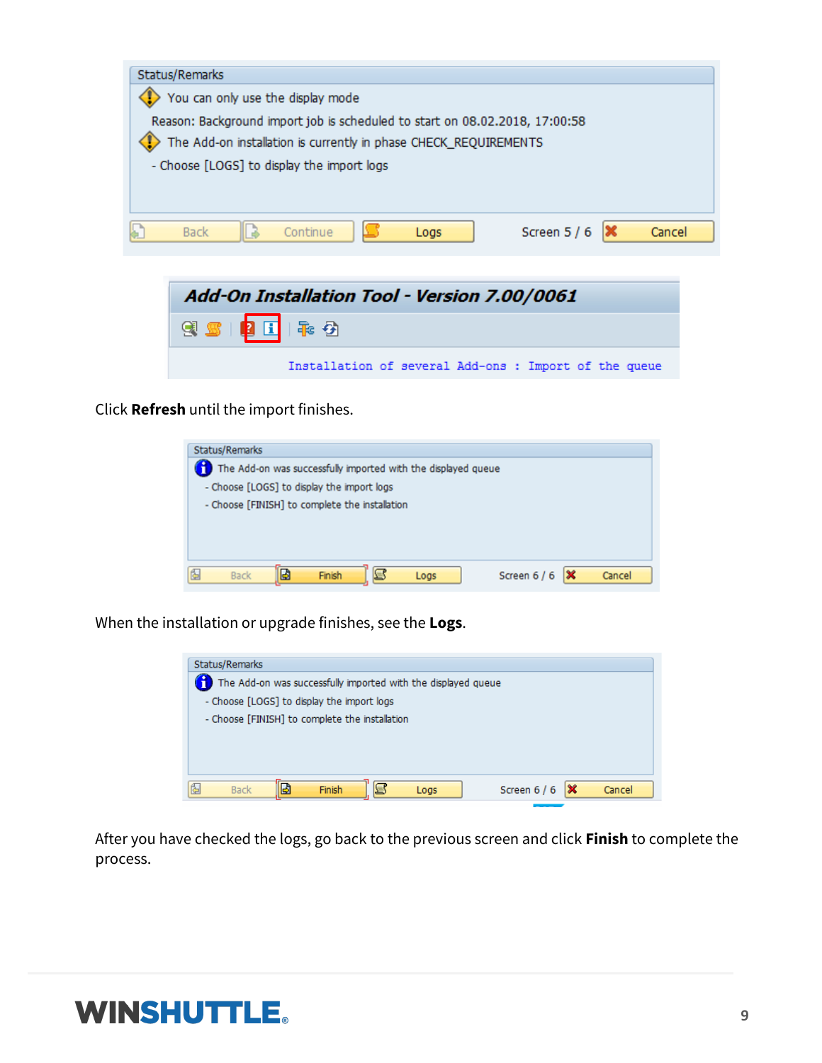Status/Remarks

You can only use the display mode

Reason: Background import job is scheduled to start on 08.02.2018, 17:00:58

The Add-on installation is currently in phase CHECK_REQUIREMENTS

- Choose [LOGS] to display the import logs

Back | Continue | Logs | Screen 5 / 6 | Cancel

**Add-On Installation Tool - Version 7.00/0061**

Installation of several Add-ons : Import of the queue

Click **Refresh** until the import finishes.

Status/Remarks

The Add-on was successfully imported with the displayed queue

- Choose [LOGS] to display the import logs
- Choose [FINISH] to complete the installation

Back | Finish | Logs | Screen 6 / 6 | Cancel

When the installation or upgrade finishes, see the **Logs**.

Status/Remarks

The Add-on was successfully imported with the displayed queue

- Choose [LOGS] to display the import logs
- Choose [FINISH] to complete the installation

Back | Finish | Logs | Screen 6 / 6 | Cancel

After you have checked the logs, go back to the previous screen and click **Finish** to complete the process.